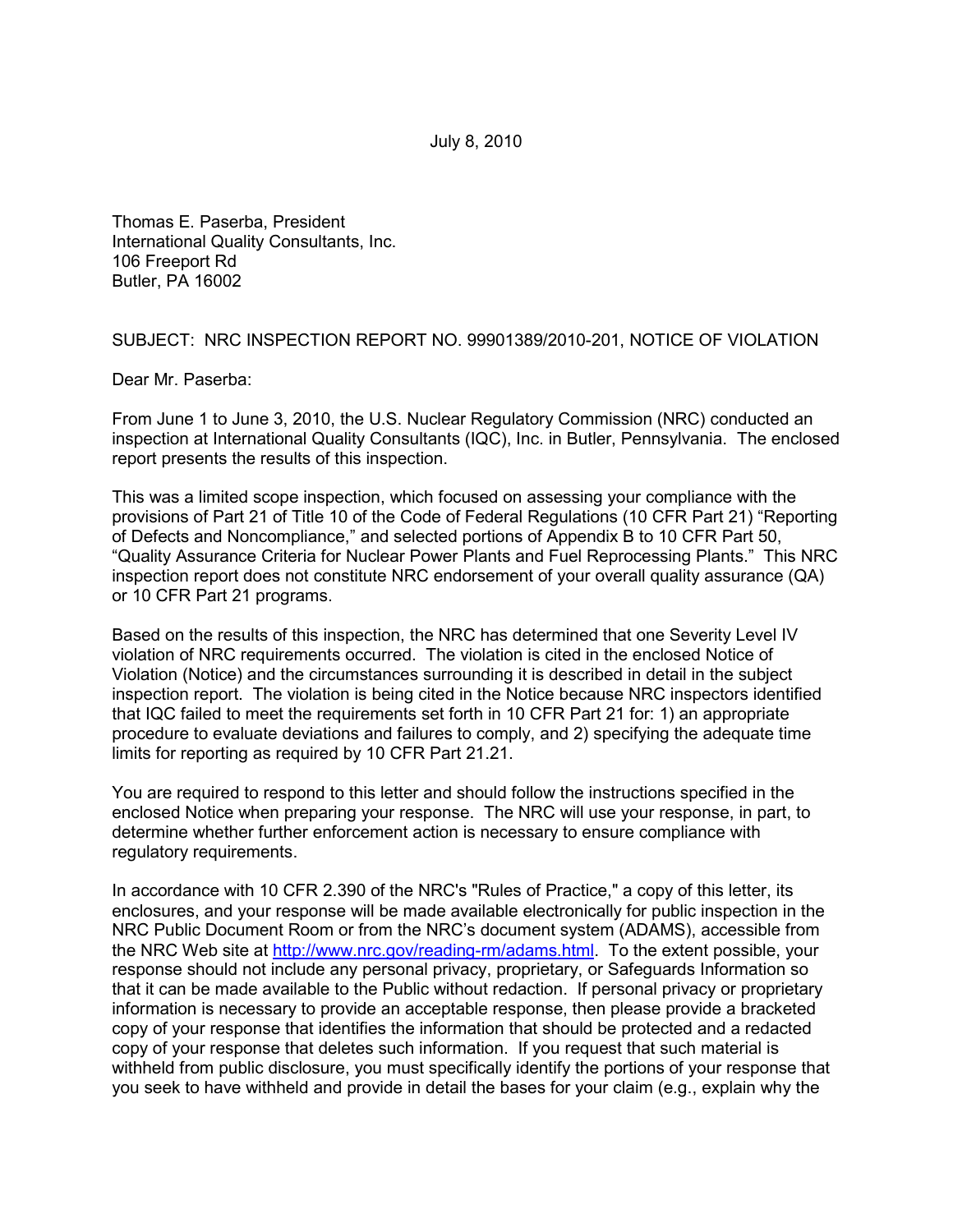July 8, 2010

Thomas E. Paserba, President
International Quality Consultants, Inc.
106 Freeport Rd
Butler, PA 16002

SUBJECT: NRC INSPECTION REPORT NO. 99901389/2010-201, NOTICE OF VIOLATION

Dear Mr. Paserba:

From June 1 to June 3, 2010, the U.S. Nuclear Regulatory Commission (NRC) conducted an inspection at International Quality Consultants (IQC), Inc. in Butler, Pennsylvania. The enclosed report presents the results of this inspection.

This was a limited scope inspection, which focused on assessing your compliance with the provisions of Part 21 of Title 10 of the Code of Federal Regulations (10 CFR Part 21) "Reporting of Defects and Noncompliance," and selected portions of Appendix B to 10 CFR Part 50, "Quality Assurance Criteria for Nuclear Power Plants and Fuel Reprocessing Plants." This NRC inspection report does not constitute NRC endorsement of your overall quality assurance (QA) or 10 CFR Part 21 programs.

Based on the results of this inspection, the NRC has determined that one Severity Level IV violation of NRC requirements occurred. The violation is cited in the enclosed Notice of Violation (Notice) and the circumstances surrounding it is described in detail in the subject inspection report. The violation is being cited in the Notice because NRC inspectors identified that IQC failed to meet the requirements set forth in 10 CFR Part 21 for: 1) an appropriate procedure to evaluate deviations and failures to comply, and 2) specifying the adequate time limits for reporting as required by 10 CFR Part 21.21.

You are required to respond to this letter and should follow the instructions specified in the enclosed Notice when preparing your response. The NRC will use your response, in part, to determine whether further enforcement action is necessary to ensure compliance with regulatory requirements.

In accordance with 10 CFR 2.390 of the NRC's "Rules of Practice," a copy of this letter, its enclosures, and your response will be made available electronically for public inspection in the NRC Public Document Room or from the NRC's document system (ADAMS), accessible from the NRC Web site at http://www.nrc.gov/reading-rm/adams.html. To the extent possible, your response should not include any personal privacy, proprietary, or Safeguards Information so that it can be made available to the Public without redaction. If personal privacy or proprietary information is necessary to provide an acceptable response, then please provide a bracketed copy of your response that identifies the information that should be protected and a redacted copy of your response that deletes such information. If you request that such material is withheld from public disclosure, you must specifically identify the portions of your response that you seek to have withheld and provide in detail the bases for your claim (e.g., explain why the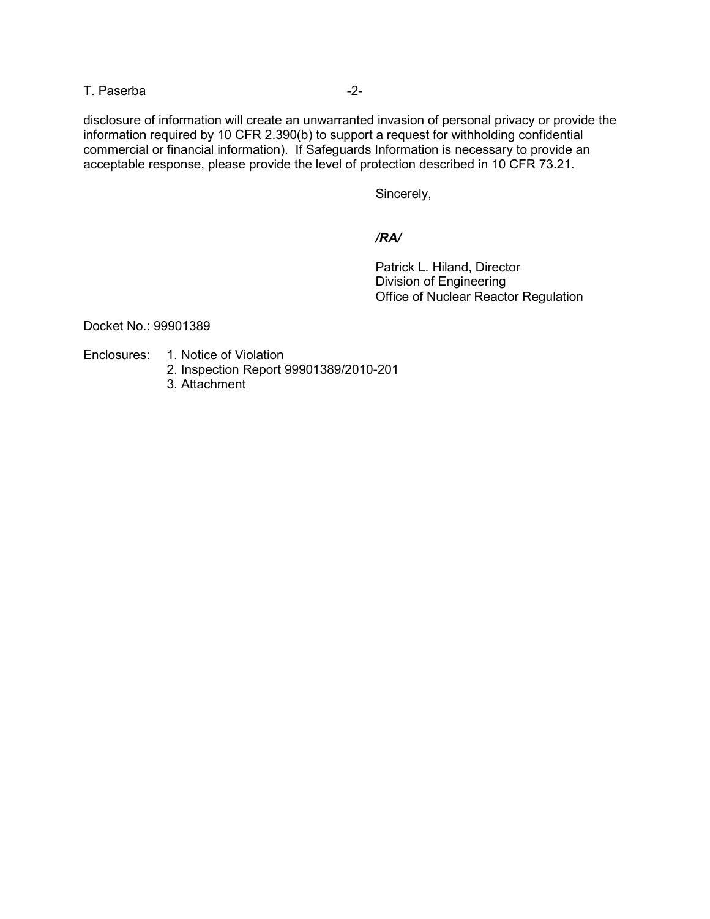disclosure of information will create an unwarranted invasion of personal privacy or provide the information required by 10 CFR 2.390(b) to support a request for withholding confidential commercial or financial information). If Safeguards Information is necessary to provide an acceptable response, please provide the level of protection described in 10 CFR 73.21.

Sincerely,

***/RA/***

Patrick L. Hiland, Director
Division of Engineering
Office of Nuclear Reactor Regulation

Docket No.: 99901389

Enclosures:
1. Notice of Violation
2. Inspection Report 99901389/2010-201
3. Attachment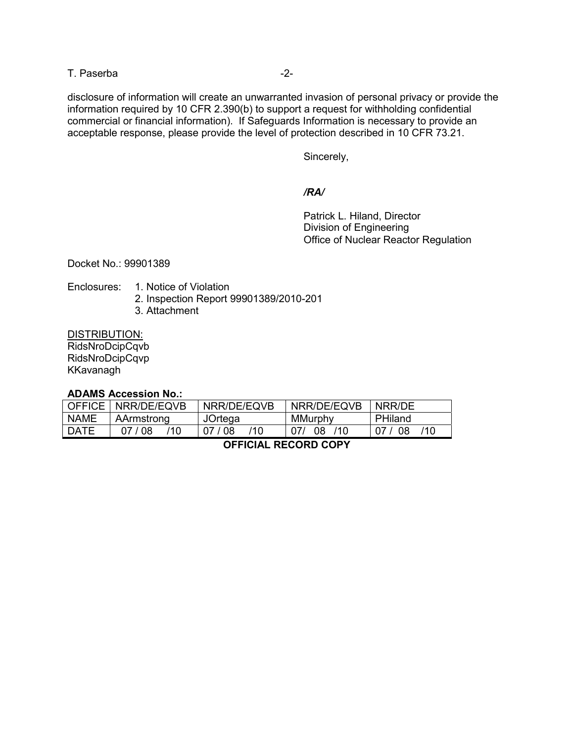disclosure of information will create an unwarranted invasion of personal privacy or provide the information required by 10 CFR 2.390(b) to support a request for withholding confidential commercial or financial information). If Safeguards Information is necessary to provide an acceptable response, please provide the level of protection described in 10 CFR 73.21.

Sincerely,

***/RA/***

Patrick L. Hiland, Director
Division of Engineering
Office of Nuclear Reactor Regulation

Docket No.: 99901389

Enclosures:
1. Notice of Violation
2. Inspection Report 99901389/2010-201
3. Attachment

DISTRIBUTION:
RidsNroDcipCqvb
RidsNroDcipCqvp
KKavanagh

**ADAMS Accession No.:**

| OFFICE | NRR/DE/EQVB | NRR/DE/EQVB | NRR/DE/EQVB | NRR/DE |
|---|---|---|---|---|
| NAME | AArmstrong | JOrtega | MMurphy | PHiland |
| DATE | 07 / 08 /10 | 07 / 08 /10 | 07/ 08 /10 | 07 / 08 /10 |

**OFFICIAL RECORD COPY**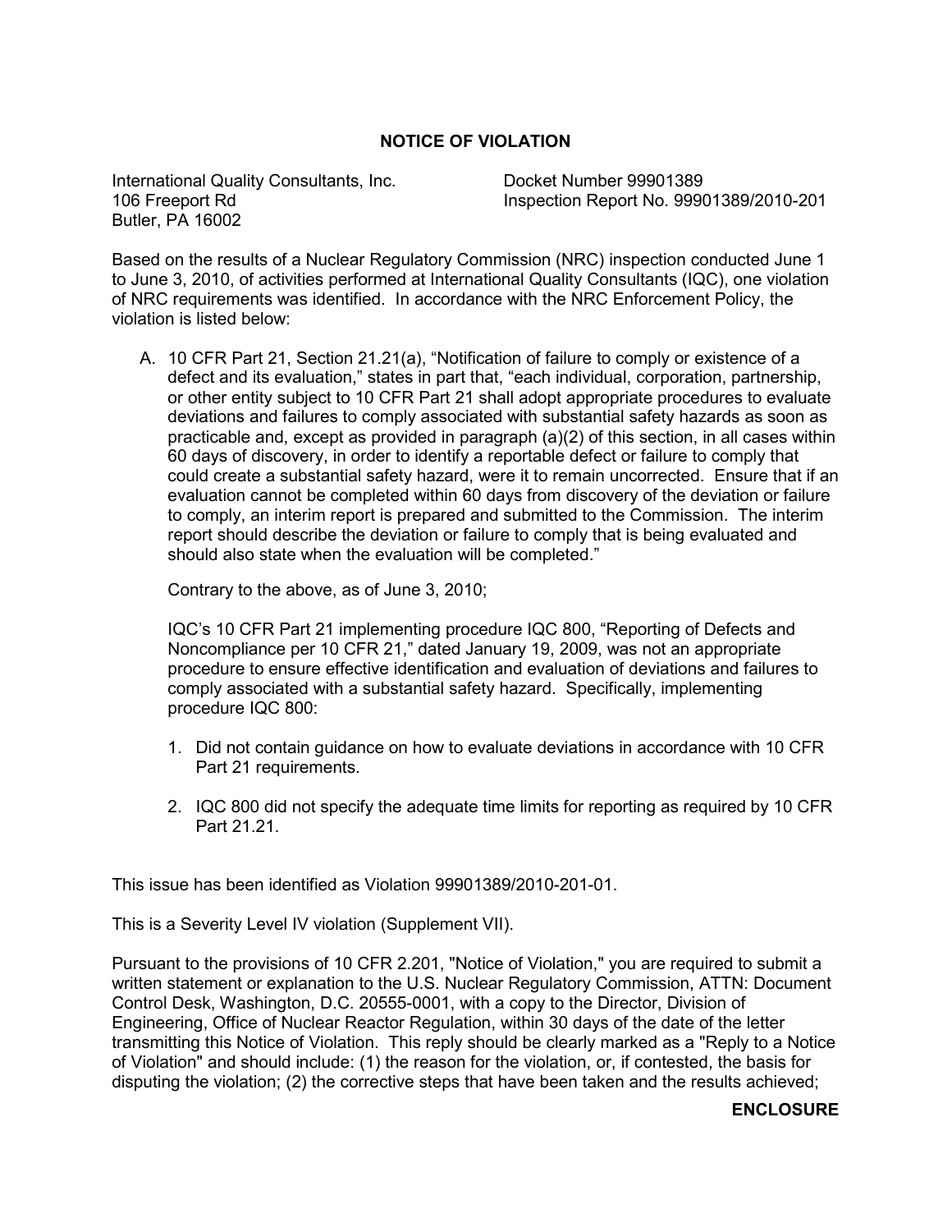# NOTICE OF VIOLATION

International Quality Consultants, Inc.
106 Freeport Rd
Butler, PA 16002

Docket Number 99901389
Inspection Report No. 99901389/2010-201

Based on the results of a Nuclear Regulatory Commission (NRC) inspection conducted June 1 to June 3, 2010, of activities performed at International Quality Consultants (IQC), one violation of NRC requirements was identified. In accordance with the NRC Enforcement Policy, the violation is listed below:

A. 10 CFR Part 21, Section 21.21(a), "Notification of failure to comply or existence of a defect and its evaluation," states in part that, "each individual, corporation, partnership, or other entity subject to 10 CFR Part 21 shall adopt appropriate procedures to evaluate deviations and failures to comply associated with substantial safety hazards as soon as practicable and, except as provided in paragraph (a)(2) of this section, in all cases within 60 days of discovery, in order to identify a reportable defect or failure to comply that could create a substantial safety hazard, were it to remain uncorrected. Ensure that if an evaluation cannot be completed within 60 days from discovery of the deviation or failure to comply, an interim report is prepared and submitted to the Commission. The interim report should describe the deviation or failure to comply that is being evaluated and should also state when the evaluation will be completed."

   Contrary to the above, as of June 3, 2010;

   IQC's 10 CFR Part 21 implementing procedure IQC 800, "Reporting of Defects and Noncompliance per 10 CFR 21," dated January 19, 2009, was not an appropriate procedure to ensure effective identification and evaluation of deviations and failures to comply associated with a substantial safety hazard. Specifically, implementing procedure IQC 800:

   1. Did not contain guidance on how to evaluate deviations in accordance with 10 CFR Part 21 requirements.

   2. IQC 800 did not specify the adequate time limits for reporting as required by 10 CFR Part 21.21.

This issue has been identified as Violation 99901389/2010-201-01.

This is a Severity Level IV violation (Supplement VII).

Pursuant to the provisions of 10 CFR 2.201, "Notice of Violation," you are required to submit a written statement or explanation to the U.S. Nuclear Regulatory Commission, ATTN: Document Control Desk, Washington, D.C. 20555-0001, with a copy to the Director, Division of Engineering, Office of Nuclear Reactor Regulation, within 30 days of the date of the letter transmitting this Notice of Violation. This reply should be clearly marked as a "Reply to a Notice of Violation" and should include: (1) the reason for the violation, or, if contested, the basis for disputing the violation; (2) the corrective steps that have been taken and the results achieved;

**ENCLOSURE**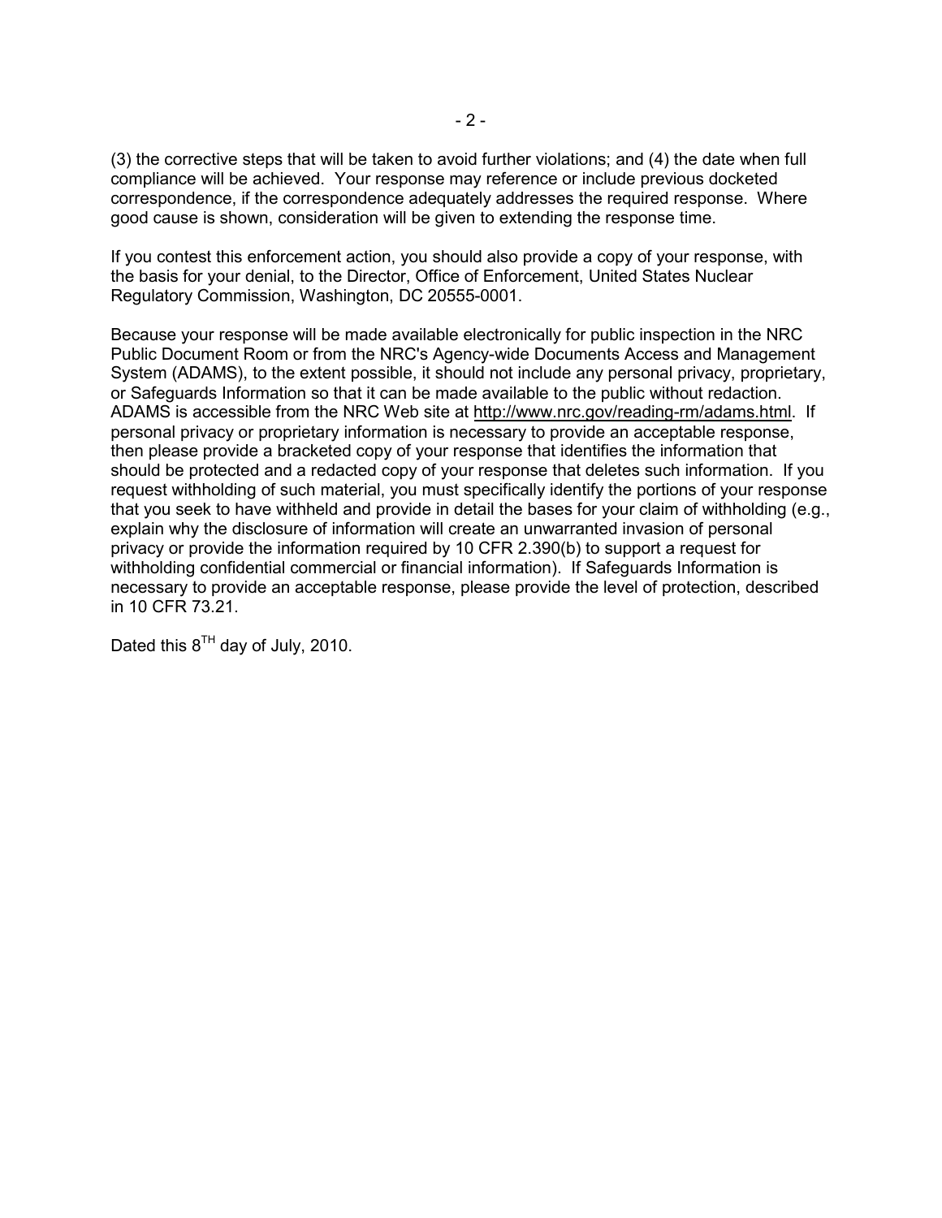(3) the corrective steps that will be taken to avoid further violations; and (4) the date when full compliance will be achieved. Your response may reference or include previous docketed correspondence, if the correspondence adequately addresses the required response. Where good cause is shown, consideration will be given to extending the response time.

If you contest this enforcement action, you should also provide a copy of your response, with the basis for your denial, to the Director, Office of Enforcement, United States Nuclear Regulatory Commission, Washington, DC 20555-0001.

Because your response will be made available electronically for public inspection in the NRC Public Document Room or from the NRC's Agency-wide Documents Access and Management System (ADAMS), to the extent possible, it should not include any personal privacy, proprietary, or Safeguards Information so that it can be made available to the public without redaction. ADAMS is accessible from the NRC Web site at http://www.nrc.gov/reading-rm/adams.html. If personal privacy or proprietary information is necessary to provide an acceptable response, then please provide a bracketed copy of your response that identifies the information that should be protected and a redacted copy of your response that deletes such information. If you request withholding of such material, you must specifically identify the portions of your response that you seek to have withheld and provide in detail the bases for your claim of withholding (e.g., explain why the disclosure of information will create an unwarranted invasion of personal privacy or provide the information required by 10 CFR 2.390(b) to support a request for withholding confidential commercial or financial information). If Safeguards Information is necessary to provide an acceptable response, please provide the level of protection, described in 10 CFR 73.21.

Dated this 8TH day of July, 2010.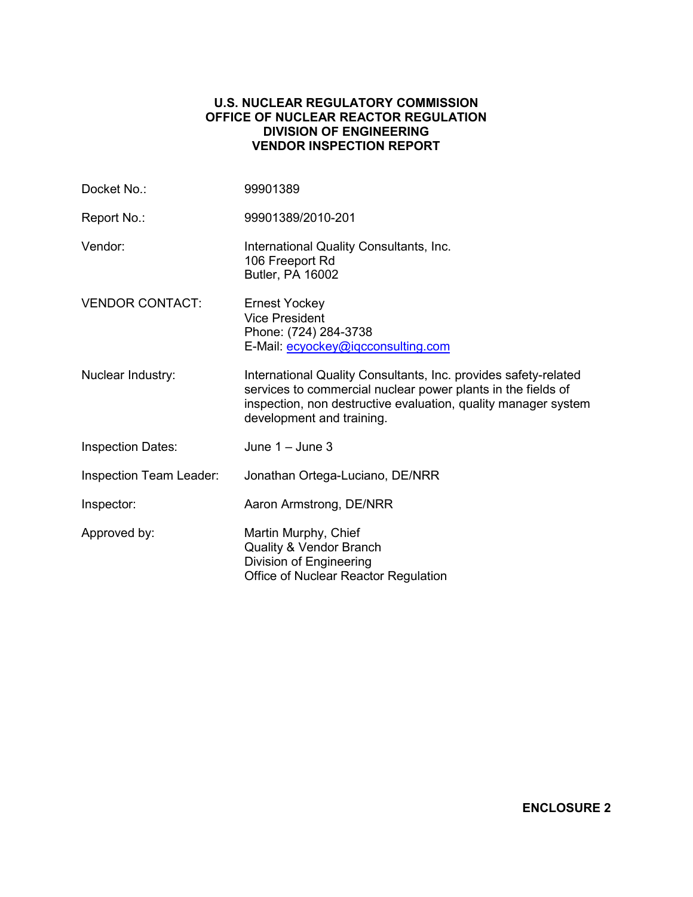**U.S. NUCLEAR REGULATORY COMMISSION**
**OFFICE OF NUCLEAR REACTOR REGULATION**
**DIVISION OF ENGINEERING**
**VENDOR INSPECTION REPORT**

| | |
|---|---|
| Docket No.: | 99901389 |
| Report No.: | 99901389/2010-201 |
| Vendor: | International Quality Consultants, Inc.<br>106 Freeport Rd<br>Butler, PA 16002 |
| VENDOR CONTACT: | Ernest Yockey<br>Vice President<br>Phone: (724) 284-3738<br>E-Mail: ecyockey@iqcconsulting.com |
| Nuclear Industry: | International Quality Consultants, Inc. provides safety-related services to commercial nuclear power plants in the fields of inspection, non destructive evaluation, quality manager system development and training. |
| Inspection Dates: | June 1 – June 3 |
| Inspection Team Leader: | Jonathan Ortega-Luciano, DE/NRR |
| Inspector: | Aaron Armstrong, DE/NRR |
| Approved by: | Martin Murphy, Chief<br>Quality & Vendor Branch<br>Division of Engineering<br>Office of Nuclear Reactor Regulation |

**ENCLOSURE 2**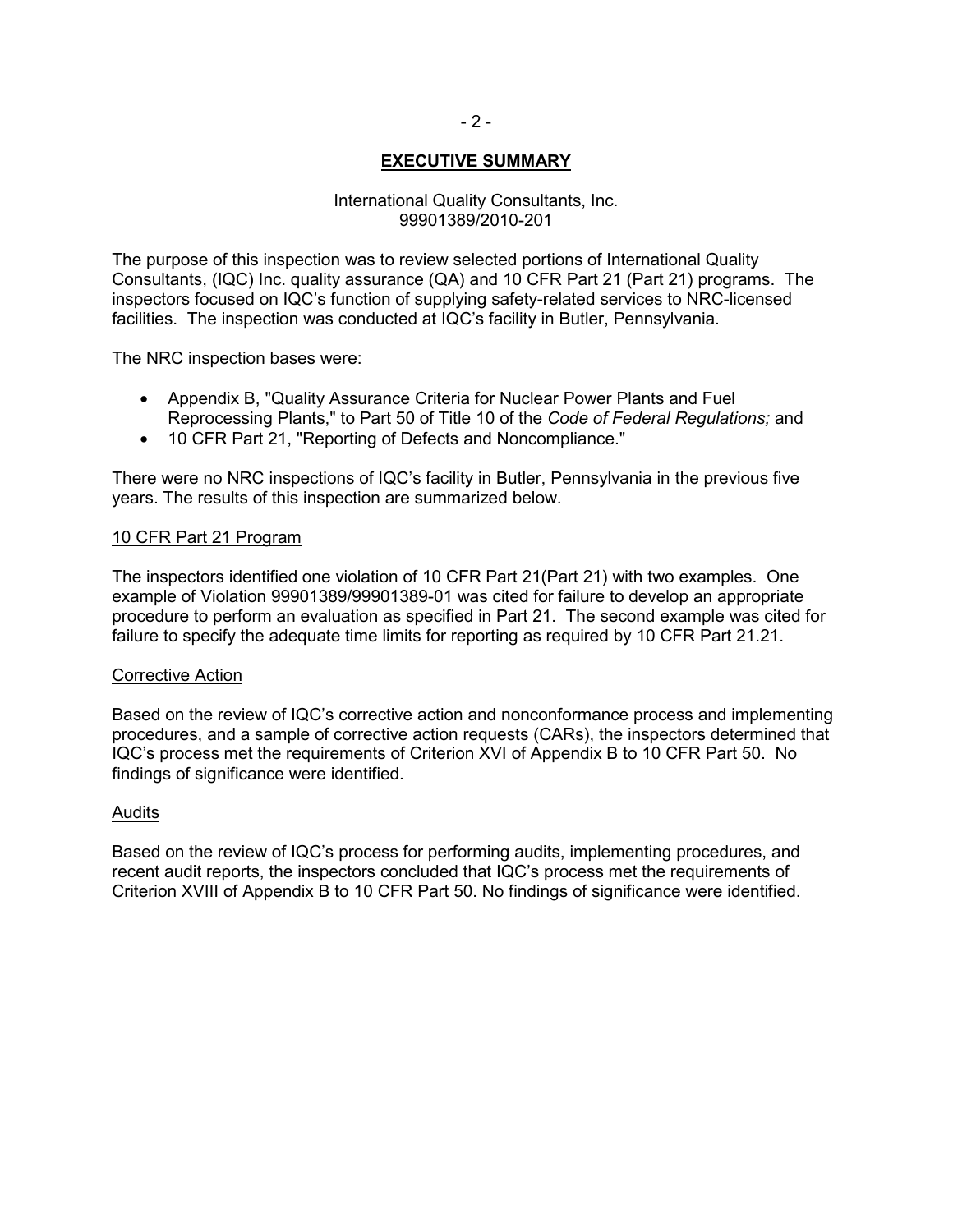## EXECUTIVE SUMMARY

International Quality Consultants, Inc.
99901389/2010-201

The purpose of this inspection was to review selected portions of International Quality Consultants, (IQC) Inc. quality assurance (QA) and 10 CFR Part 21 (Part 21) programs. The inspectors focused on IQC's function of supplying safety-related services to NRC-licensed facilities. The inspection was conducted at IQC's facility in Butler, Pennsylvania.

The NRC inspection bases were:

- Appendix B, "Quality Assurance Criteria for Nuclear Power Plants and Fuel Reprocessing Plants," to Part 50 of Title 10 of the *Code of Federal Regulations;* and
- 10 CFR Part 21, "Reporting of Defects and Noncompliance."

There were no NRC inspections of IQC's facility in Butler, Pennsylvania in the previous five years. The results of this inspection are summarized below.

### 10 CFR Part 21 Program

The inspectors identified one violation of 10 CFR Part 21(Part 21) with two examples. One example of Violation 99901389/99901389-01 was cited for failure to develop an appropriate procedure to perform an evaluation as specified in Part 21. The second example was cited for failure to specify the adequate time limits for reporting as required by 10 CFR Part 21.21.

### Corrective Action

Based on the review of IQC's corrective action and nonconformance process and implementing procedures, and a sample of corrective action requests (CARs), the inspectors determined that IQC's process met the requirements of Criterion XVI of Appendix B to 10 CFR Part 50. No findings of significance were identified.

### Audits

Based on the review of IQC's process for performing audits, implementing procedures, and recent audit reports, the inspectors concluded that IQC's process met the requirements of Criterion XVIII of Appendix B to 10 CFR Part 50. No findings of significance were identified.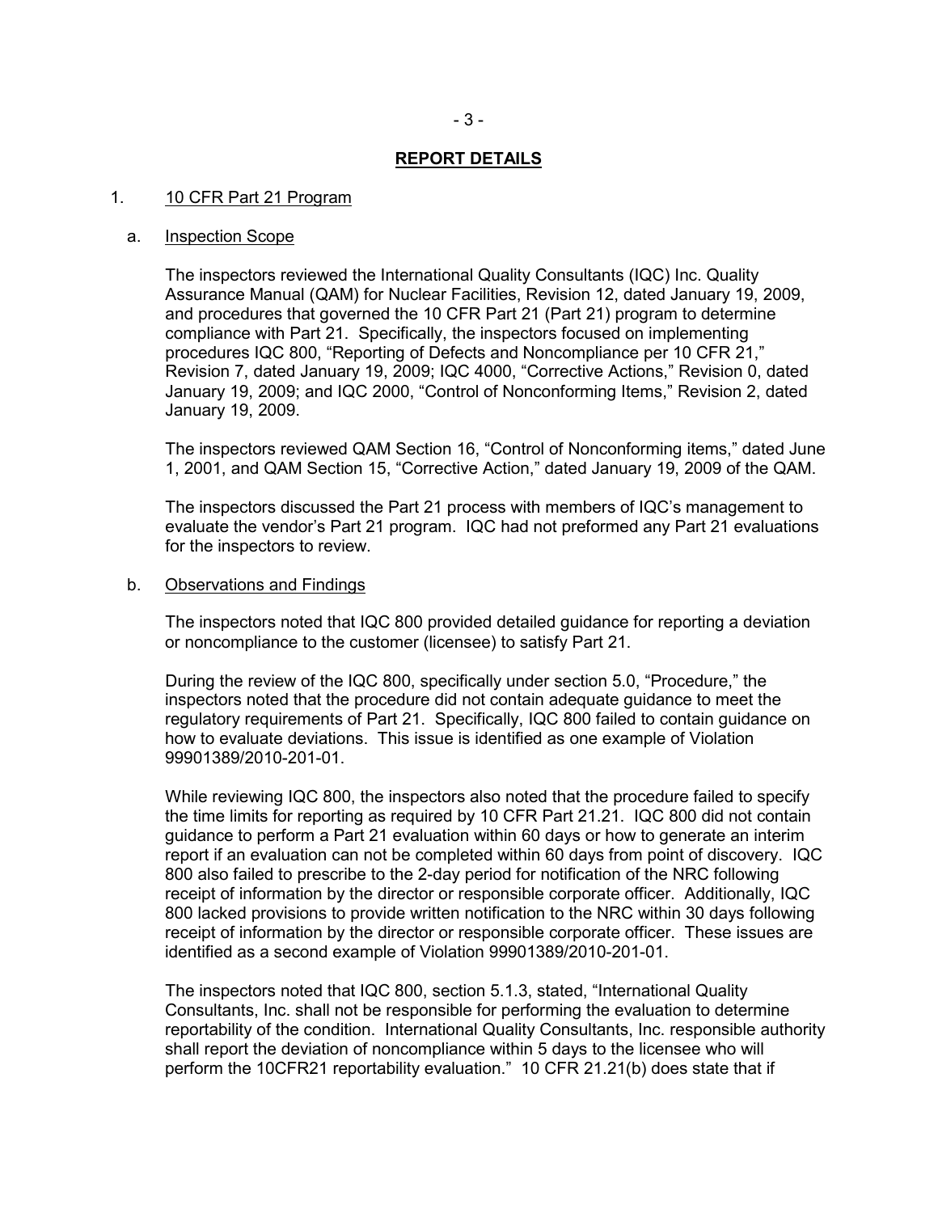## REPORT DETAILS

1. 10 CFR Part 21 Program

   a. Inspection Scope

   The inspectors reviewed the International Quality Consultants (IQC) Inc. Quality Assurance Manual (QAM) for Nuclear Facilities, Revision 12, dated January 19, 2009, and procedures that governed the 10 CFR Part 21 (Part 21) program to determine compliance with Part 21. Specifically, the inspectors focused on implementing procedures IQC 800, "Reporting of Defects and Noncompliance per 10 CFR 21," Revision 7, dated January 19, 2009; IQC 4000, "Corrective Actions," Revision 0, dated January 19, 2009; and IQC 2000, "Control of Nonconforming Items," Revision 2, dated January 19, 2009.

   The inspectors reviewed QAM Section 16, "Control of Nonconforming items," dated June 1, 2001, and QAM Section 15, "Corrective Action," dated January 19, 2009 of the QAM.

   The inspectors discussed the Part 21 process with members of IQC's management to evaluate the vendor's Part 21 program. IQC had not preformed any Part 21 evaluations for the inspectors to review.

   b. Observations and Findings

   The inspectors noted that IQC 800 provided detailed guidance for reporting a deviation or noncompliance to the customer (licensee) to satisfy Part 21.

   During the review of the IQC 800, specifically under section 5.0, "Procedure," the inspectors noted that the procedure did not contain adequate guidance to meet the regulatory requirements of Part 21. Specifically, IQC 800 failed to contain guidance on how to evaluate deviations. This issue is identified as one example of Violation 99901389/2010-201-01.

   While reviewing IQC 800, the inspectors also noted that the procedure failed to specify the time limits for reporting as required by 10 CFR Part 21.21. IQC 800 did not contain guidance to perform a Part 21 evaluation within 60 days or how to generate an interim report if an evaluation can not be completed within 60 days from point of discovery. IQC 800 also failed to prescribe to the 2-day period for notification of the NRC following receipt of information by the director or responsible corporate officer. Additionally, IQC 800 lacked provisions to provide written notification to the NRC within 30 days following receipt of information by the director or responsible corporate officer. These issues are identified as a second example of Violation 99901389/2010-201-01.

   The inspectors noted that IQC 800, section 5.1.3, stated, "International Quality Consultants, Inc. shall not be responsible for performing the evaluation to determine reportability of the condition. International Quality Consultants, Inc. responsible authority shall report the deviation of noncompliance within 5 days to the licensee who will perform the 10CFR21 reportability evaluation." 10 CFR 21.21(b) does state that if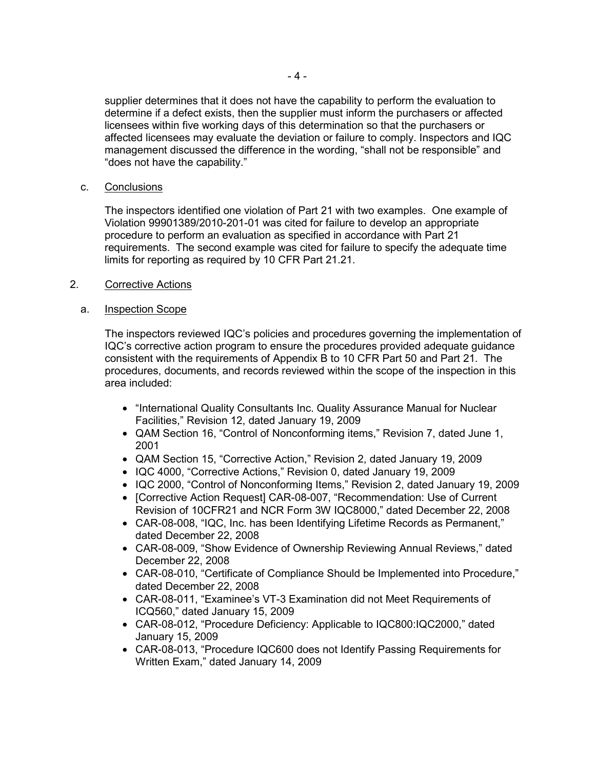supplier determines that it does not have the capability to perform the evaluation to determine if a defect exists, then the supplier must inform the purchasers or affected licensees within five working days of this determination so that the purchasers or affected licensees may evaluate the deviation or failure to comply. Inspectors and IQC management discussed the difference in the wording, "shall not be responsible" and "does not have the capability."

c. Conclusions

The inspectors identified one violation of Part 21 with two examples. One example of Violation 99901389/2010-201-01 was cited for failure to develop an appropriate procedure to perform an evaluation as specified in accordance with Part 21 requirements. The second example was cited for failure to specify the adequate time limits for reporting as required by 10 CFR Part 21.21.

## 2. Corrective Actions

a. Inspection Scope

The inspectors reviewed IQC's policies and procedures governing the implementation of IQC's corrective action program to ensure the procedures provided adequate guidance consistent with the requirements of Appendix B to 10 CFR Part 50 and Part 21. The procedures, documents, and records reviewed within the scope of the inspection in this area included:

- "International Quality Consultants Inc. Quality Assurance Manual for Nuclear Facilities," Revision 12, dated January 19, 2009
- QAM Section 16, "Control of Nonconforming items," Revision 7, dated June 1, 2001
- QAM Section 15, "Corrective Action," Revision 2, dated January 19, 2009
- IQC 4000, "Corrective Actions," Revision 0, dated January 19, 2009
- IQC 2000, "Control of Nonconforming Items," Revision 2, dated January 19, 2009
- [Corrective Action Request] CAR-08-007, "Recommendation: Use of Current Revision of 10CFR21 and NCR Form 3W IQC8000," dated December 22, 2008
- CAR-08-008, "IQC, Inc. has been Identifying Lifetime Records as Permanent," dated December 22, 2008
- CAR-08-009, "Show Evidence of Ownership Reviewing Annual Reviews," dated December 22, 2008
- CAR-08-010, "Certificate of Compliance Should be Implemented into Procedure," dated December 22, 2008
- CAR-08-011, "Examinee's VT-3 Examination did not Meet Requirements of ICQ560," dated January 15, 2009
- CAR-08-012, "Procedure Deficiency: Applicable to IQC800:IQC2000," dated January 15, 2009
- CAR-08-013, "Procedure IQC600 does not Identify Passing Requirements for Written Exam," dated January 14, 2009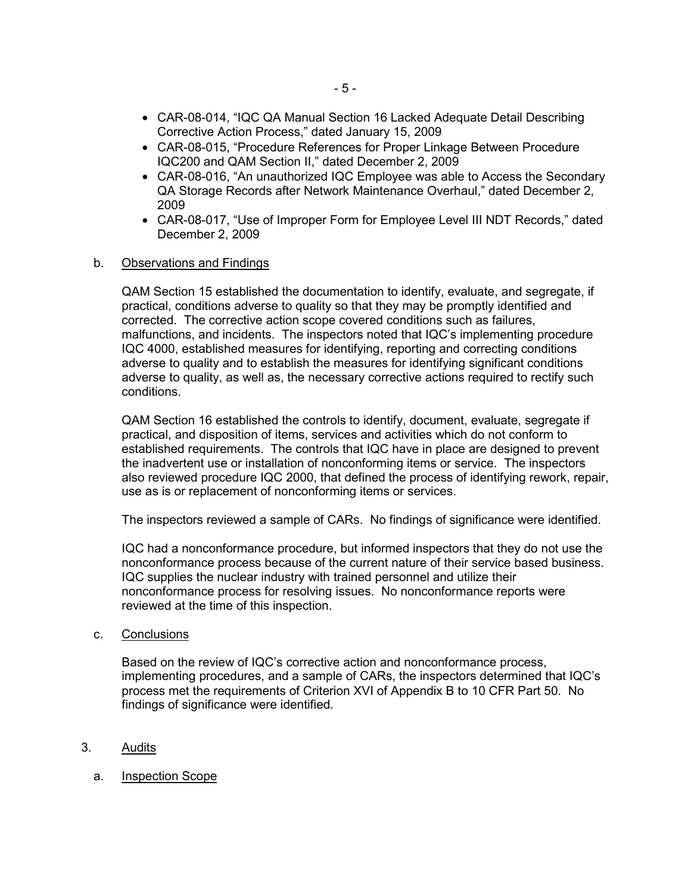- CAR-08-014, “IQC QA Manual Section 16 Lacked Adequate Detail Describing Corrective Action Process,” dated January 15, 2009
- CAR-08-015, “Procedure References for Proper Linkage Between Procedure IQC200 and QAM Section II,” dated December 2, 2009
- CAR-08-016, “An unauthorized IQC Employee was able to Access the Secondary QA Storage Records after Network Maintenance Overhaul,” dated December 2, 2009
- CAR-08-017, “Use of Improper Form for Employee Level III NDT Records,” dated December 2, 2009

b. Observations and Findings

QAM Section 15 established the documentation to identify, evaluate, and segregate, if practical, conditions adverse to quality so that they may be promptly identified and corrected. The corrective action scope covered conditions such as failures, malfunctions, and incidents. The inspectors noted that IQC’s implementing procedure IQC 4000, established measures for identifying, reporting and correcting conditions adverse to quality and to establish the measures for identifying significant conditions adverse to quality, as well as, the necessary corrective actions required to rectify such conditions.

QAM Section 16 established the controls to identify, document, evaluate, segregate if practical, and disposition of items, services and activities which do not conform to established requirements. The controls that IQC have in place are designed to prevent the inadvertent use or installation of nonconforming items or service. The inspectors also reviewed procedure IQC 2000, that defined the process of identifying rework, repair, use as is or replacement of nonconforming items or services.

The inspectors reviewed a sample of CARs. No findings of significance were identified.

IQC had a nonconformance procedure, but informed inspectors that they do not use the nonconformance process because of the current nature of their service based business. IQC supplies the nuclear industry with trained personnel and utilize their nonconformance process for resolving issues. No nonconformance reports were reviewed at the time of this inspection.

c. Conclusions

Based on the review of IQC’s corrective action and nonconformance process, implementing procedures, and a sample of CARs, the inspectors determined that IQC’s process met the requirements of Criterion XVI of Appendix B to 10 CFR Part 50. No findings of significance were identified.

3. Audits

a. Inspection Scope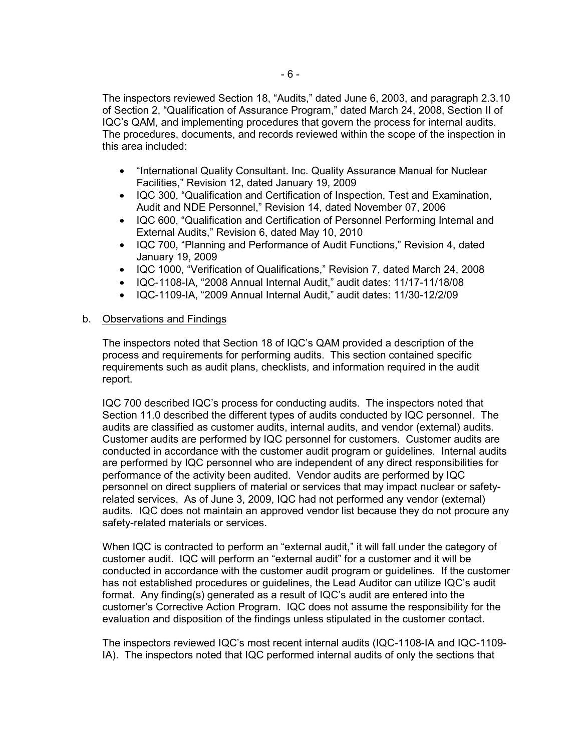The inspectors reviewed Section 18, "Audits," dated June 6, 2003, and paragraph 2.3.10 of Section 2, "Qualification of Assurance Program," dated March 24, 2008, Section II of IQC's QAM, and implementing procedures that govern the process for internal audits. The procedures, documents, and records reviewed within the scope of the inspection in this area included:

- "International Quality Consultant. Inc. Quality Assurance Manual for Nuclear Facilities," Revision 12, dated January 19, 2009
- IQC 300, "Qualification and Certification of Inspection, Test and Examination, Audit and NDE Personnel," Revision 14, dated November 07, 2006
- IQC 600, "Qualification and Certification of Personnel Performing Internal and External Audits," Revision 6, dated May 10, 2010
- IQC 700, "Planning and Performance of Audit Functions," Revision 4, dated January 19, 2009
- IQC 1000, "Verification of Qualifications," Revision 7, dated March 24, 2008
- IQC-1108-IA, "2008 Annual Internal Audit," audit dates: 11/17-11/18/08
- IQC-1109-IA, "2009 Annual Internal Audit," audit dates: 11/30-12/2/09

b. Observations and Findings

The inspectors noted that Section 18 of IQC's QAM provided a description of the process and requirements for performing audits. This section contained specific requirements such as audit plans, checklists, and information required in the audit report.

IQC 700 described IQC's process for conducting audits. The inspectors noted that Section 11.0 described the different types of audits conducted by IQC personnel. The audits are classified as customer audits, internal audits, and vendor (external) audits. Customer audits are performed by IQC personnel for customers. Customer audits are conducted in accordance with the customer audit program or guidelines. Internal audits are performed by IQC personnel who are independent of any direct responsibilities for performance of the activity been audited. Vendor audits are performed by IQC personnel on direct suppliers of material or services that may impact nuclear or safety-related services. As of June 3, 2009, IQC had not performed any vendor (external) audits. IQC does not maintain an approved vendor list because they do not procure any safety-related materials or services.

When IQC is contracted to perform an "external audit," it will fall under the category of customer audit. IQC will perform an "external audit" for a customer and it will be conducted in accordance with the customer audit program or guidelines. If the customer has not established procedures or guidelines, the Lead Auditor can utilize IQC's audit format. Any finding(s) generated as a result of IQC's audit are entered into the customer's Corrective Action Program. IQC does not assume the responsibility for the evaluation and disposition of the findings unless stipulated in the customer contact.

The inspectors reviewed IQC's most recent internal audits (IQC-1108-IA and IQC-1109-IA). The inspectors noted that IQC performed internal audits of only the sections that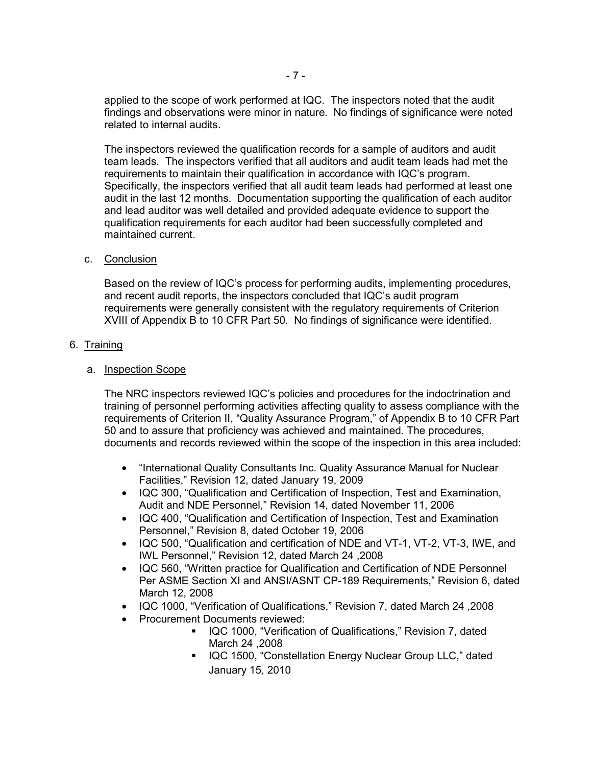applied to the scope of work performed at IQC. The inspectors noted that the audit findings and observations were minor in nature. No findings of significance were noted related to internal audits.

The inspectors reviewed the qualification records for a sample of auditors and audit team leads. The inspectors verified that all auditors and audit team leads had met the requirements to maintain their qualification in accordance with IQC's program. Specifically, the inspectors verified that all audit team leads had performed at least one audit in the last 12 months. Documentation supporting the qualification of each auditor and lead auditor was well detailed and provided adequate evidence to support the qualification requirements for each auditor had been successfully completed and maintained current.

c. Conclusion

Based on the review of IQC's process for performing audits, implementing procedures, and recent audit reports, the inspectors concluded that IQC's audit program requirements were generally consistent with the regulatory requirements of Criterion XVIII of Appendix B to 10 CFR Part 50. No findings of significance were identified.

6. Training

a. Inspection Scope

The NRC inspectors reviewed IQC's policies and procedures for the indoctrination and training of personnel performing activities affecting quality to assess compliance with the requirements of Criterion II, "Quality Assurance Program," of Appendix B to 10 CFR Part 50 and to assure that proficiency was achieved and maintained. The procedures, documents and records reviewed within the scope of the inspection in this area included:

- "International Quality Consultants Inc. Quality Assurance Manual for Nuclear Facilities," Revision 12, dated January 19, 2009
- IQC 300, "Qualification and Certification of Inspection, Test and Examination, Audit and NDE Personnel," Revision 14, dated November 11, 2006
- IQC 400, "Qualification and Certification of Inspection, Test and Examination Personnel," Revision 8, dated October 19, 2006
- IQC 500, "Qualification and certification of NDE and VT-1, VT-2, VT-3, IWE, and IWL Personnel," Revision 12, dated March 24 ,2008
- IQC 560, "Written practice for Qualification and Certification of NDE Personnel Per ASME Section XI and ANSI/ASNT CP-189 Requirements," Revision 6, dated March 12, 2008
- IQC 1000, "Verification of Qualifications," Revision 7, dated March 24 ,2008
- Procurement Documents reviewed:
  - IQC 1000, "Verification of Qualifications," Revision 7, dated March 24 ,2008
  - IQC 1500, "Constellation Energy Nuclear Group LLC," dated January 15, 2010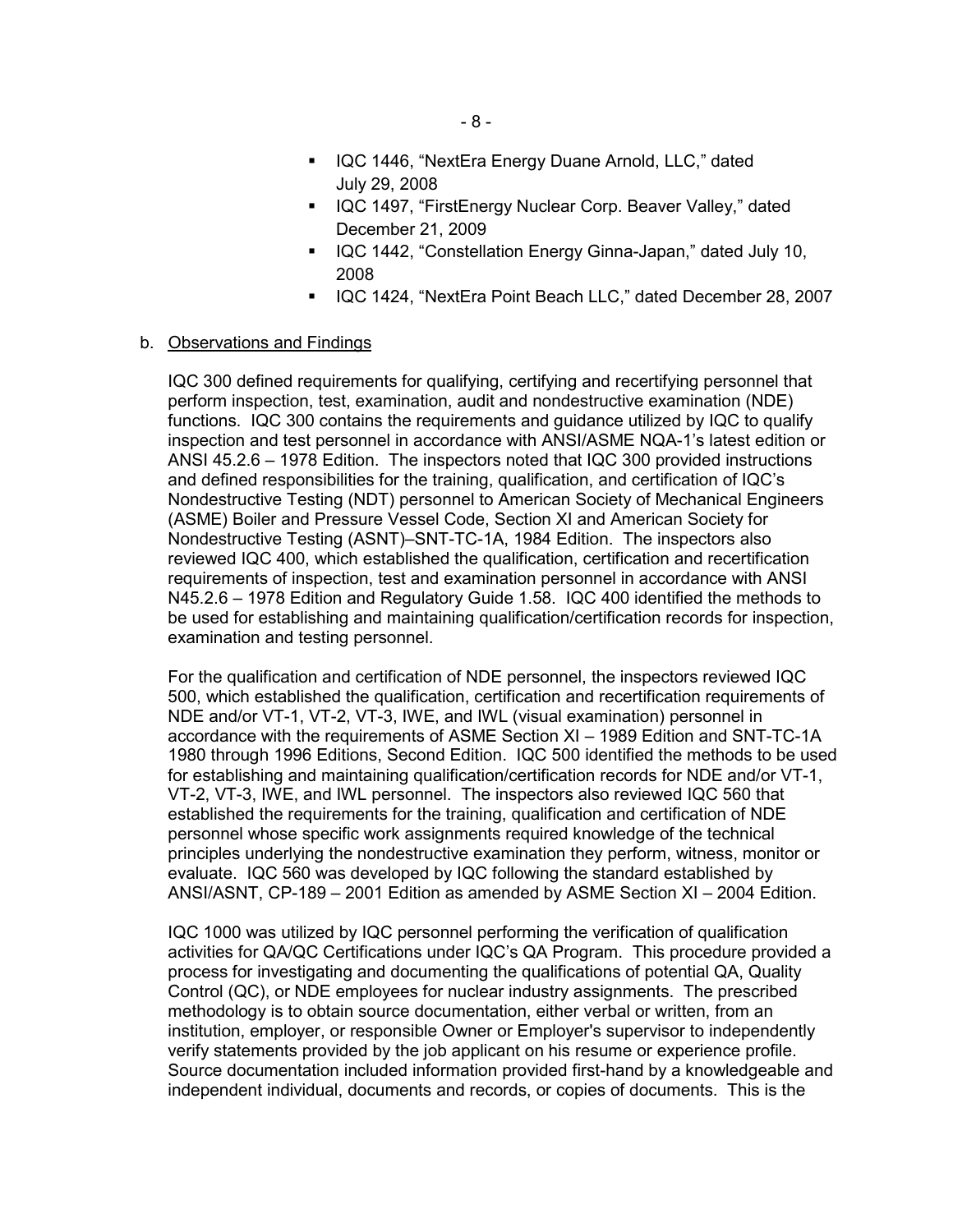- IQC 1446, "NextEra Energy Duane Arnold, LLC," dated July 29, 2008
- IQC 1497, "FirstEnergy Nuclear Corp. Beaver Valley," dated December 21, 2009
- IQC 1442, "Constellation Energy Ginna-Japan," dated July 10, 2008
- IQC 1424, "NextEra Point Beach LLC," dated December 28, 2007

b. Observations and Findings

IQC 300 defined requirements for qualifying, certifying and recertifying personnel that perform inspection, test, examination, audit and nondestructive examination (NDE) functions. IQC 300 contains the requirements and guidance utilized by IQC to qualify inspection and test personnel in accordance with ANSI/ASME NQA-1's latest edition or ANSI 45.2.6 – 1978 Edition. The inspectors noted that IQC 300 provided instructions and defined responsibilities for the training, qualification, and certification of IQC's Nondestructive Testing (NDT) personnel to American Society of Mechanical Engineers (ASME) Boiler and Pressure Vessel Code, Section XI and American Society for Nondestructive Testing (ASNT)–SNT-TC-1A, 1984 Edition. The inspectors also reviewed IQC 400, which established the qualification, certification and recertification requirements of inspection, test and examination personnel in accordance with ANSI N45.2.6 – 1978 Edition and Regulatory Guide 1.58. IQC 400 identified the methods to be used for establishing and maintaining qualification/certification records for inspection, examination and testing personnel.

For the qualification and certification of NDE personnel, the inspectors reviewed IQC 500, which established the qualification, certification and recertification requirements of NDE and/or VT-1, VT-2, VT-3, IWE, and IWL (visual examination) personnel in accordance with the requirements of ASME Section XI – 1989 Edition and SNT-TC-1A 1980 through 1996 Editions, Second Edition. IQC 500 identified the methods to be used for establishing and maintaining qualification/certification records for NDE and/or VT-1, VT-2, VT-3, IWE, and IWL personnel. The inspectors also reviewed IQC 560 that established the requirements for the training, qualification and certification of NDE personnel whose specific work assignments required knowledge of the technical principles underlying the nondestructive examination they perform, witness, monitor or evaluate. IQC 560 was developed by IQC following the standard established by ANSI/ASNT, CP-189 – 2001 Edition as amended by ASME Section XI – 2004 Edition.

IQC 1000 was utilized by IQC personnel performing the verification of qualification activities for QA/QC Certifications under IQC's QA Program. This procedure provided a process for investigating and documenting the qualifications of potential QA, Quality Control (QC), or NDE employees for nuclear industry assignments. The prescribed methodology is to obtain source documentation, either verbal or written, from an institution, employer, or responsible Owner or Employer's supervisor to independently verify statements provided by the job applicant on his resume or experience profile. Source documentation included information provided first-hand by a knowledgeable and independent individual, documents and records, or copies of documents. This is the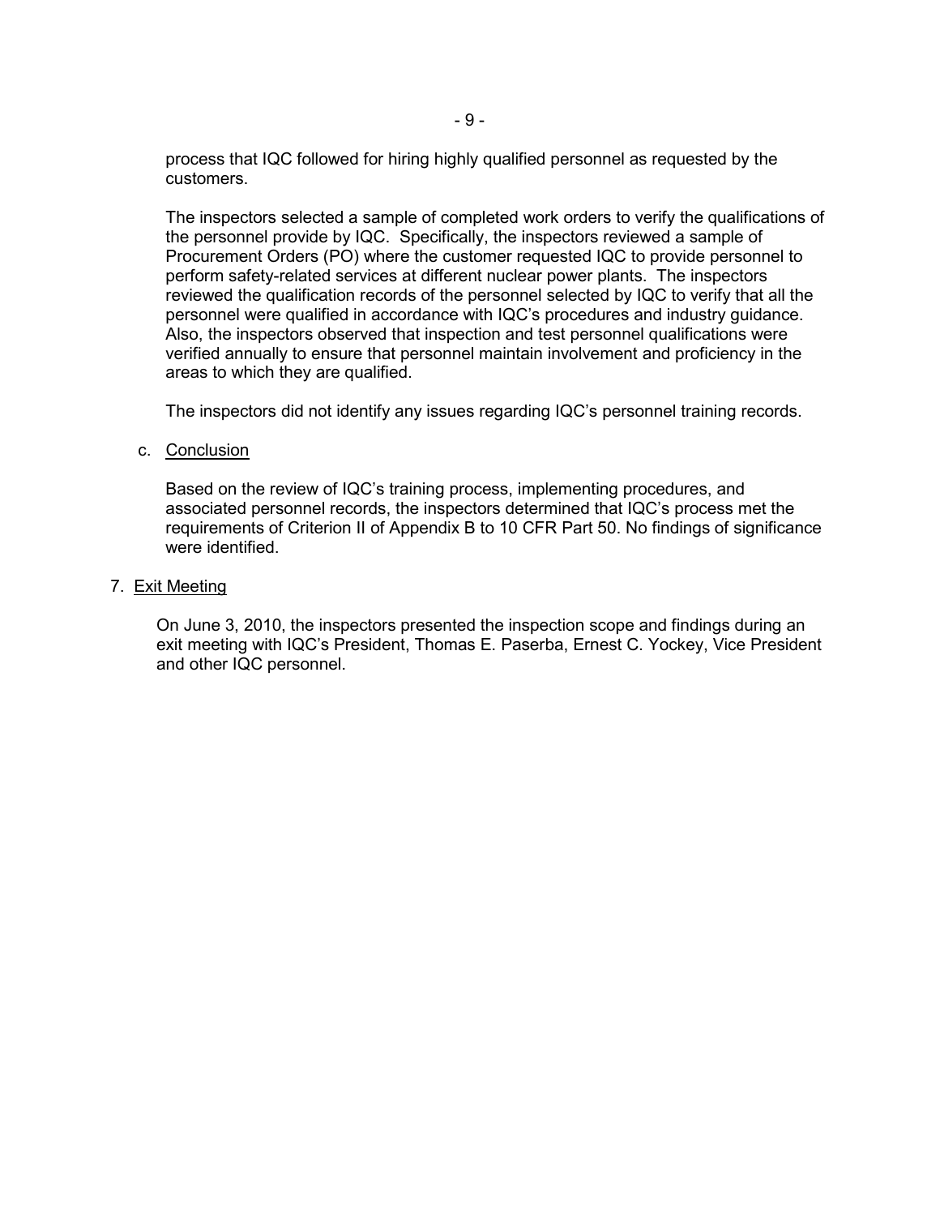process that IQC followed for hiring highly qualified personnel as requested by the customers.

The inspectors selected a sample of completed work orders to verify the qualifications of the personnel provide by IQC. Specifically, the inspectors reviewed a sample of Procurement Orders (PO) where the customer requested IQC to provide personnel to perform safety-related services at different nuclear power plants. The inspectors reviewed the qualification records of the personnel selected by IQC to verify that all the personnel were qualified in accordance with IQC's procedures and industry guidance. Also, the inspectors observed that inspection and test personnel qualifications were verified annually to ensure that personnel maintain involvement and proficiency in the areas to which they are qualified.

The inspectors did not identify any issues regarding IQC's personnel training records.

c. Conclusion

Based on the review of IQC's training process, implementing procedures, and associated personnel records, the inspectors determined that IQC's process met the requirements of Criterion II of Appendix B to 10 CFR Part 50. No findings of significance were identified.

7. Exit Meeting

On June 3, 2010, the inspectors presented the inspection scope and findings during an exit meeting with IQC's President, Thomas E. Paserba, Ernest C. Yockey, Vice President and other IQC personnel.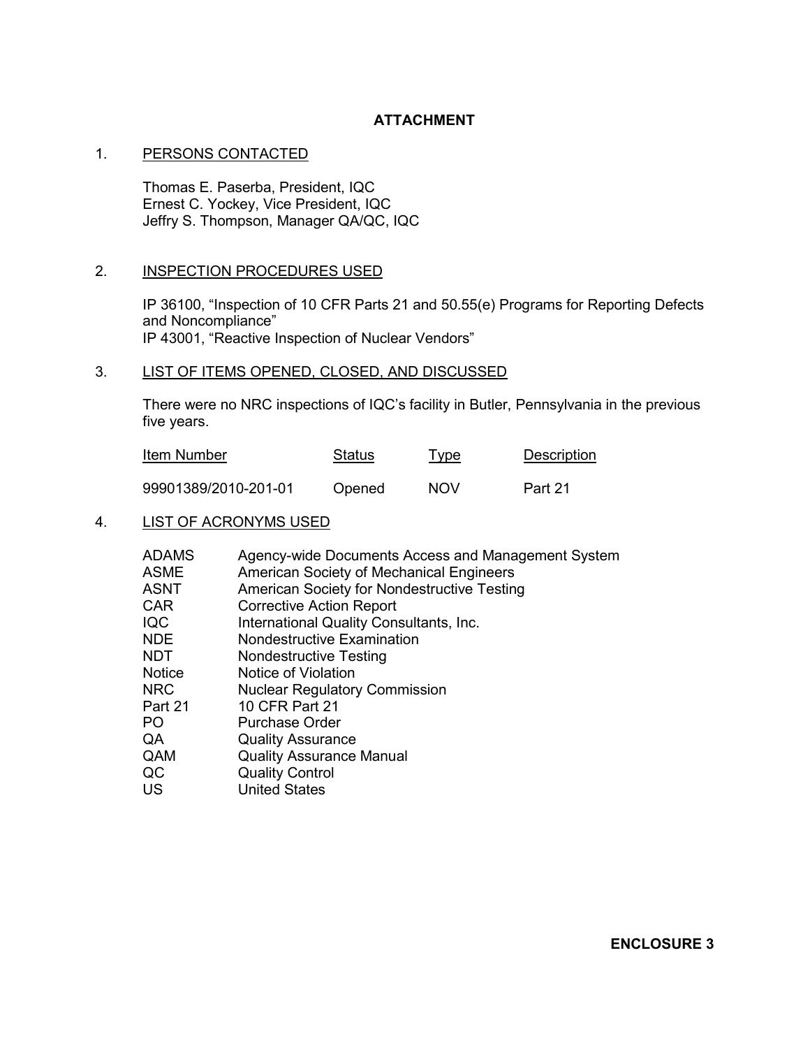# ATTACHMENT

1. PERSONS CONTACTED

   Thomas E. Paserba, President, IQC
   Ernest C. Yockey, Vice President, IQC
   Jeffry S. Thompson, Manager QA/QC, IQC

2. INSPECTION PROCEDURES USED

   IP 36100, "Inspection of 10 CFR Parts 21 and 50.55(e) Programs for Reporting Defects and Noncompliance"
   IP 43001, "Reactive Inspection of Nuclear Vendors"

3. LIST OF ITEMS OPENED, CLOSED, AND DISCUSSED

   There were no NRC inspections of IQC's facility in Butler, Pennsylvania in the previous five years.

| Item Number | Status | Type | Description |
|---|---|---|---|
| 99901389/2010-201-01 | Opened | NOV | Part 21 |

4. LIST OF ACRONYMS USED

| | |
|---|---|
| ADAMS | Agency-wide Documents Access and Management System |
| ASME | American Society of Mechanical Engineers |
| ASNT | American Society for Nondestructive Testing |
| CAR | Corrective Action Report |
| IQC | International Quality Consultants, Inc. |
| NDE | Nondestructive Examination |
| NDT | Nondestructive Testing |
| Notice | Notice of Violation |
| NRC | Nuclear Regulatory Commission |
| Part 21 | 10 CFR Part 21 |
| PO | Purchase Order |
| QA | Quality Assurance |
| QAM | Quality Assurance Manual |
| QC | Quality Control |
| US | United States |

**ENCLOSURE 3**